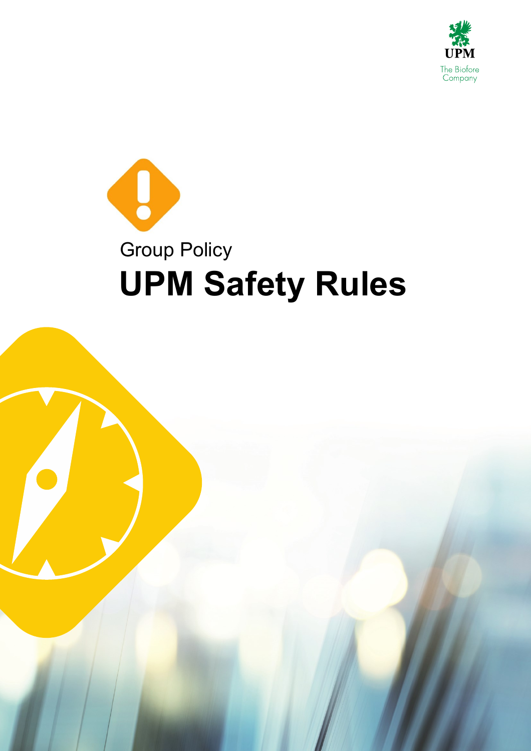UPM

The Biofore Company

Group Policy

# UPM Safety Rules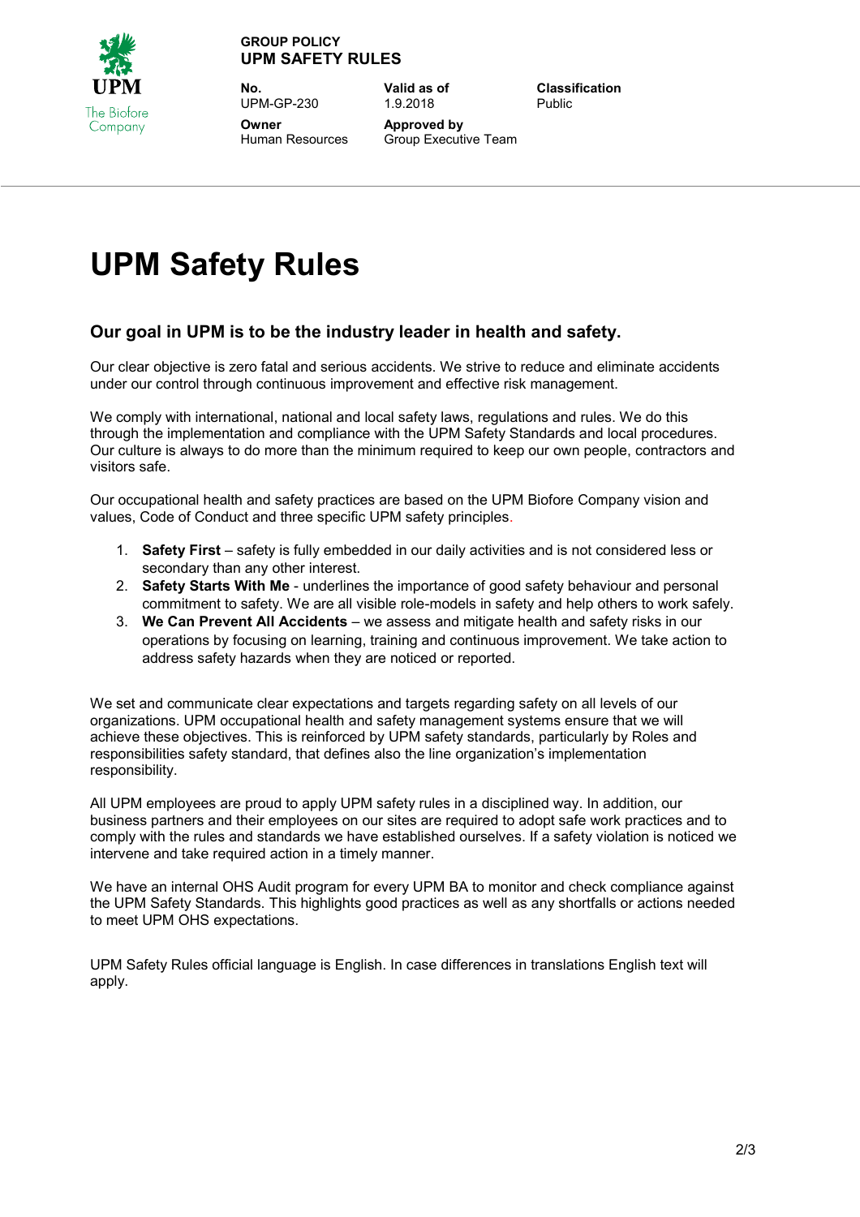# UPM Safety Rules

## Our goal in UPM is to be the industry leader in health and safety.

Our clear objective is zero fatal and serious accidents. We strive to reduce and eliminate accidents under our control through continuous improvement and effective risk management.

We comply with international, national and local safety laws, regulations and rules. We do this through the implementation and compliance with the UPM Safety Standards and local procedures. Our culture is always to do more than the minimum required to keep our own people, contractors and visitors safe.

Our occupational health and safety practices are based on the UPM Biofore Company vision and values, Code of Conduct and three specific UPM safety principles.

1. **Safety First** – safety is fully embedded in our daily activities and is not considered less or secondary than any other interest.
2. **Safety Starts With Me** - underlines the importance of good safety behaviour and personal commitment to safety. We are all visible role-models in safety and help others to work safely.
3. **We Can Prevent All Accidents** – we assess and mitigate health and safety risks in our operations by focusing on learning, training and continuous improvement. We take action to address safety hazards when they are noticed or reported.

We set and communicate clear expectations and targets regarding safety on all levels of our organizations. UPM occupational health and safety management systems ensure that we will achieve these objectives. This is reinforced by UPM safety standards, particularly by Roles and responsibilities safety standard, that defines also the line organization's implementation responsibility.

All UPM employees are proud to apply UPM safety rules in a disciplined way. In addition, our business partners and their employees on our sites are required to adopt safe work practices and to comply with the rules and standards we have established ourselves. If a safety violation is noticed we intervene and take required action in a timely manner.

We have an internal OHS Audit program for every UPM BA to monitor and check compliance against the UPM Safety Standards. This highlights good practices as well as any shortfalls or actions needed to meet UPM OHS expectations.

UPM Safety Rules official language is English. In case differences in translations English text will apply.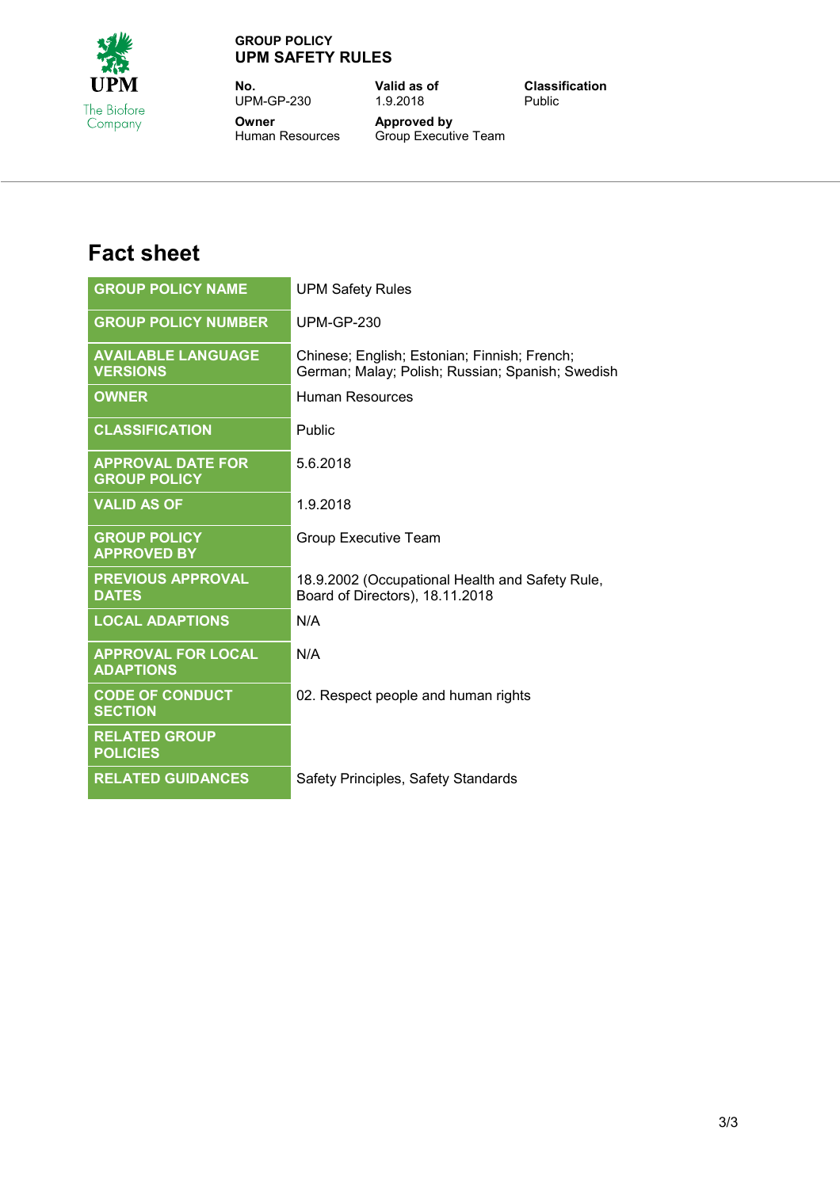GROUP POLICY
UPM SAFETY RULES

| No. | Valid as of | Classification |
|---|---|---|
| UPM-GP-230 | 1.9.2018 | Public |
| **Owner** | **Approved by** | |
| Human Resources | Group Executive Team | |

# Fact sheet

| | |
|---|---|
| GROUP POLICY NAME | UPM Safety Rules |
| GROUP POLICY NUMBER | UPM-GP-230 |
| AVAILABLE LANGUAGE VERSIONS | Chinese; English; Estonian; Finnish; French; German; Malay; Polish; Russian; Spanish; Swedish |
| OWNER | Human Resources |
| CLASSIFICATION | Public |
| APPROVAL DATE FOR GROUP POLICY | 5.6.2018 |
| VALID AS OF | 1.9.2018 |
| GROUP POLICY APPROVED BY | Group Executive Team |
| PREVIOUS APPROVAL DATES | 18.9.2002 (Occupational Health and Safety Rule, Board of Directors), 18.11.2018 |
| LOCAL ADAPTIONS | N/A |
| APPROVAL FOR LOCAL ADAPTIONS | N/A |
| CODE OF CONDUCT SECTION | 02. Respect people and human rights |
| RELATED GROUP POLICIES | |
| RELATED GUIDANCES | Safety Principles, Safety Standards |